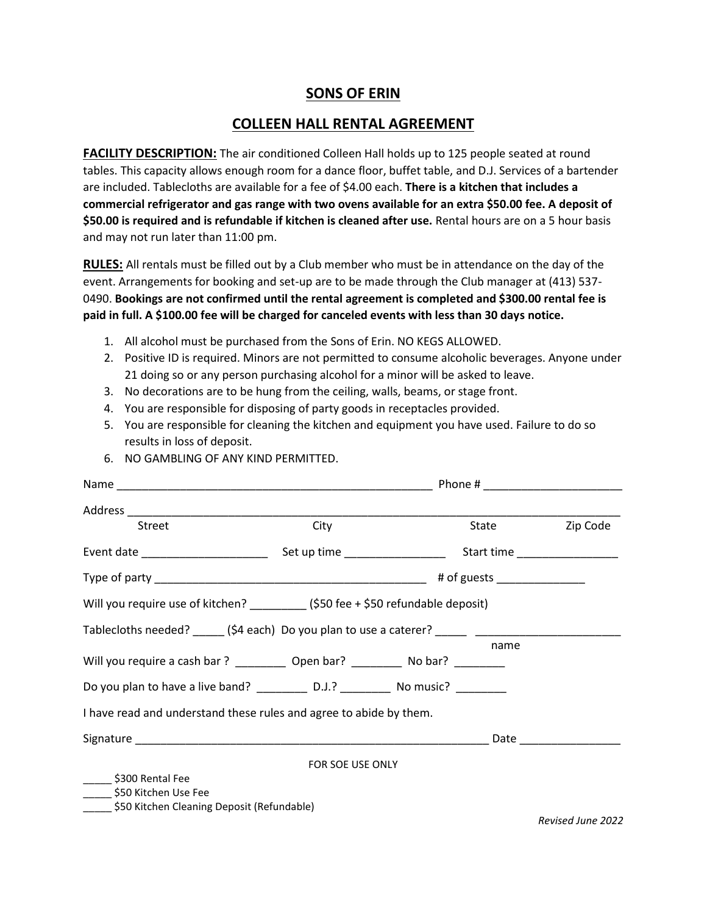# SONS OF ERIN

## COLLEEN HALL RENTAL AGREEMENT

**FACILITY DESCRIPTION:** The air conditioned Colleen Hall holds up to 125 people seated at round tables. This capacity allows enough room for a dance floor, buffet table, and D.J. Services of a bartender are included. Tablecloths are available for a fee of $4.00 each. **There is a kitchen that includes a commercial refrigerator and gas range with two ovens available for an extra $50.00 fee. A deposit of $50.00 is required and is refundable if kitchen is cleaned after use.** Rental hours are on a 5 hour basis and may not run later than 11:00 pm.

**RULES:** All rentals must be filled out by a Club member who must be in attendance on the day of the event. Arrangements for booking and set-up are to be made through the Club manager at (413) 537-0490. **Bookings are not confirmed until the rental agreement is completed and $300.00 rental fee is paid in full. A $100.00 fee will be charged for canceled events with less than 30 days notice.**

1. All alcohol must be purchased from the Sons of Erin. NO KEGS ALLOWED.
2. Positive ID is required. Minors are not permitted to consume alcoholic beverages. Anyone under 21 doing so or any person purchasing alcohol for a minor will be asked to leave.
3. No decorations are to be hung from the ceiling, walls, beams, or stage front.
4. You are responsible for disposing of party goods in receptacles provided.
5. You are responsible for cleaning the kitchen and equipment you have used. Failure to do so results in loss of deposit.
6. NO GAMBLING OF ANY KIND PERMITTED.

Name ____________________________________________________ Phone # ______________________

Address ________________________________________________________________________________
Street City State Zip Code

Event date ____________________ Set up time ________________ Start time ________________

Type of party ____________________________________________ # of guests ______________

Will you require use of kitchen? _________ ($50 fee + $50 refundable deposit)

Tablecloths needed? _____ ($4 each) Do you plan to use a caterer? _____ _______________________
name

Will you require a cash bar ? ________ Open bar? ________ No bar? ________

Do you plan to have a live band? ________ D.J.? ________ No music? ________

I have read and understand these rules and agree to abide by them.

Signature __________________________________________________________ Date ________________

FOR SOE USE ONLY

_____ $300 Rental Fee
_____ $50 Kitchen Use Fee
_____ $50 Kitchen Cleaning Deposit (Refundable)

*Revised June 2022*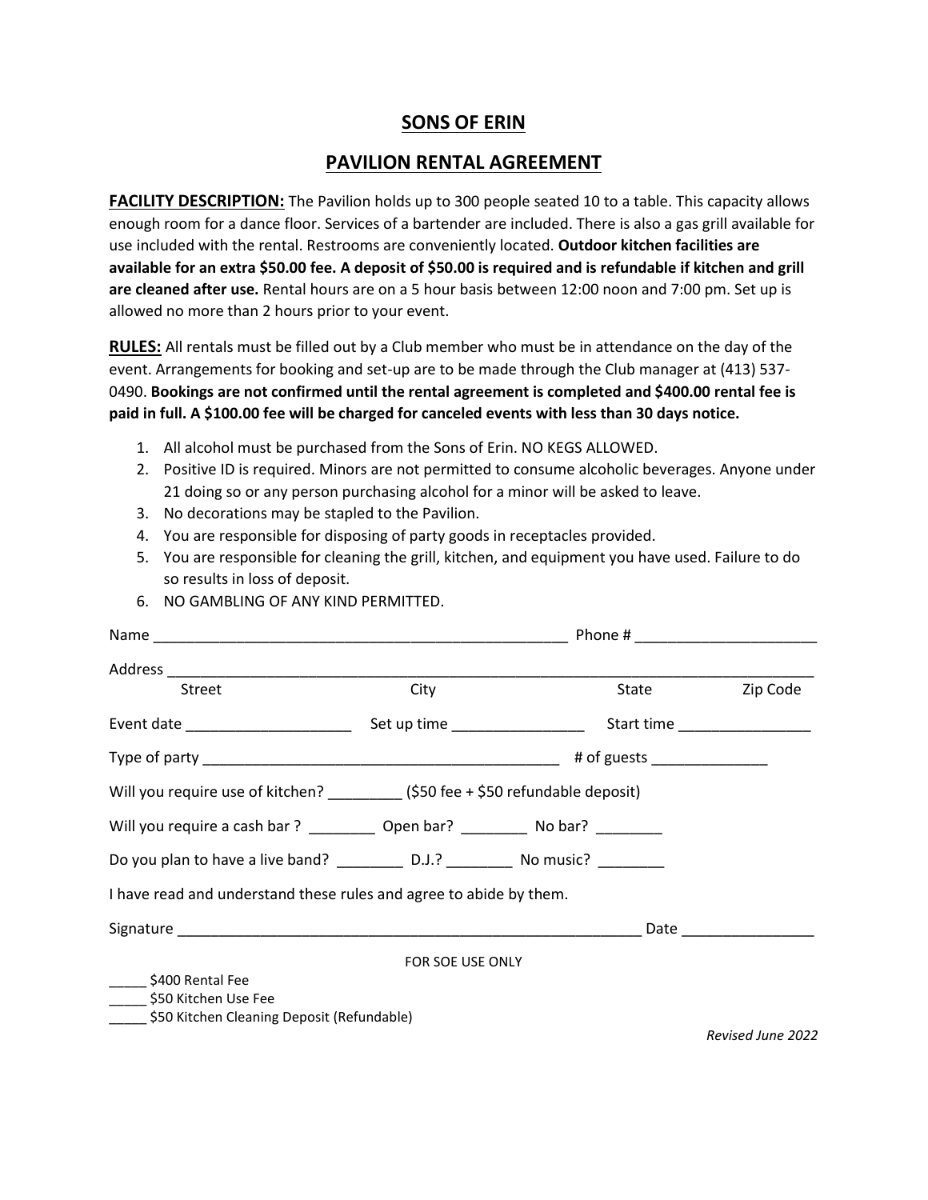# SONS OF ERIN

## PAVILION RENTAL AGREEMENT

**FACILITY DESCRIPTION:** The Pavilion holds up to 300 people seated 10 to a table. This capacity allows enough room for a dance floor. Services of a bartender are included. There is also a gas grill available for use included with the rental. Restrooms are conveniently located. **Outdoor kitchen facilities are available for an extra $50.00 fee. A deposit of $50.00 is required and is refundable if kitchen and grill are cleaned after use.** Rental hours are on a 5 hour basis between 12:00 noon and 7:00 pm. Set up is allowed no more than 2 hours prior to your event.

**RULES:** All rentals must be filled out by a Club member who must be in attendance on the day of the event. Arrangements for booking and set-up are to be made through the Club manager at (413) 537-0490. **Bookings are not confirmed until the rental agreement is completed and $400.00 rental fee is paid in full. A $100.00 fee will be charged for canceled events with less than 30 days notice.**

1. All alcohol must be purchased from the Sons of Erin. NO KEGS ALLOWED.
2. Positive ID is required. Minors are not permitted to consume alcoholic beverages. Anyone under 21 doing so or any person purchasing alcohol for a minor will be asked to leave.
3. No decorations may be stapled to the Pavilion.
4. You are responsible for disposing of party goods in receptacles provided.
5. You are responsible for cleaning the grill, kitchen, and equipment you have used. Failure to do so results in loss of deposit.
6. NO GAMBLING OF ANY KIND PERMITTED.

Name ___________________________________________________ Phone # _____________________

Address _____________________________________________________________________________

Street City State Zip Code

Event date ___________________ Set up time ________________ Start time ________________

Type of party ___________________________________________ # of guests ______________

Will you require use of kitchen? _________ ($50 fee + $50 refundable deposit)

Will you require a cash bar ? ________ Open bar? ________ No bar? ________

Do you plan to have a live band? ________ D.J.? ________ No music? ________

I have read and understand these rules and agree to abide by them.

Signature _________________________________________________________ Date ________________

FOR SOE USE ONLY

_____ $400 Rental Fee
_____ $50 Kitchen Use Fee
_____ $50 Kitchen Cleaning Deposit (Refundable)

*Revised June 2022*